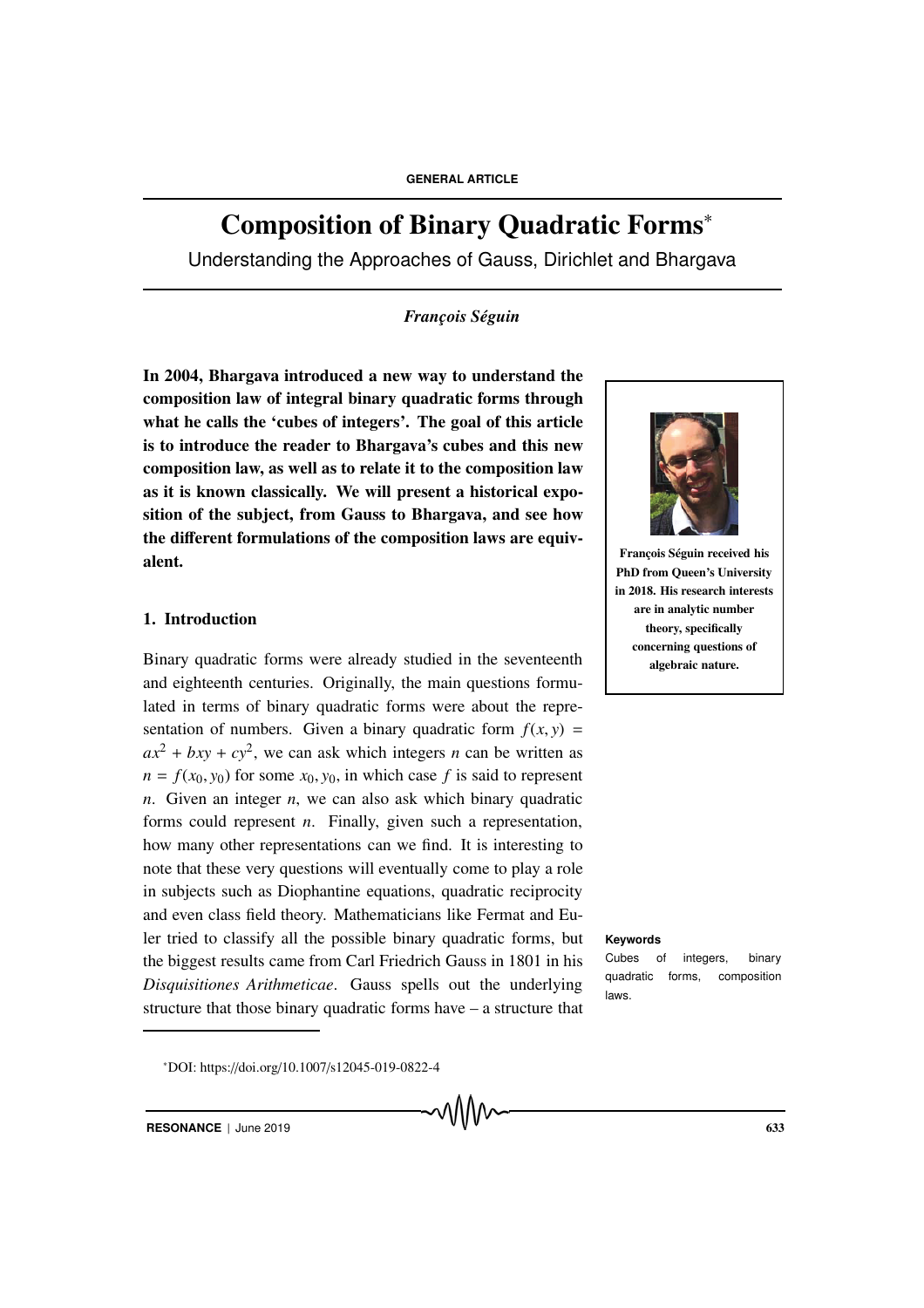GENERAL ARTICLE

# Composition of Binary Quadratic Forms*

Understanding the Approaches of Gauss, Dirichlet and Bhargava

*François Séguin*

**In 2004, Bhargava introduced a new way to understand the composition law of integral binary quadratic forms through what he calls the 'cubes of integers'. The goal of this article is to introduce the reader to Bhargava's cubes and this new composition law, as well as to relate it to the composition law as it is known classically. We will present a historical exposition of the subject, from Gauss to Bhargava, and see how the different formulations of the composition laws are equivalent.**

**François Séguin received his PhD from Queen's University in 2018. His research interests are in analytic number theory, specifically concerning questions of algebraic nature.**

## 1. Introduction

Binary quadratic forms were already studied in the seventeenth and eighteenth centuries. Originally, the main questions formulated in terms of binary quadratic forms were about the representation of numbers. Given a binary quadratic form $f(x, y) = ax^2 + bxy + cy^2$, we can ask which integers $n$ can be written as $n = f(x_0, y_0)$ for some $x_0, y_0$, in which case $f$ is said to represent $n$. Given an integer $n$, we can also ask which binary quadratic forms could represent $n$. Finally, given such a representation, how many other representations can we find. It is interesting to note that these very questions will eventually come to play a role in subjects such as Diophantine equations, quadratic reciprocity and even class field theory. Mathematicians like Fermat and Euler tried to classify all the possible binary quadratic forms, but the biggest results came from Carl Friedrich Gauss in 1801 in his *Disquisitiones Arithmeticae*. Gauss spells out the underlying structure that those binary quadratic forms have – a structure that

**Keywords**

Cubes of integers, binary quadratic forms, composition laws.

*DOI: https://doi.org/10.1007/s12045-019-0822-4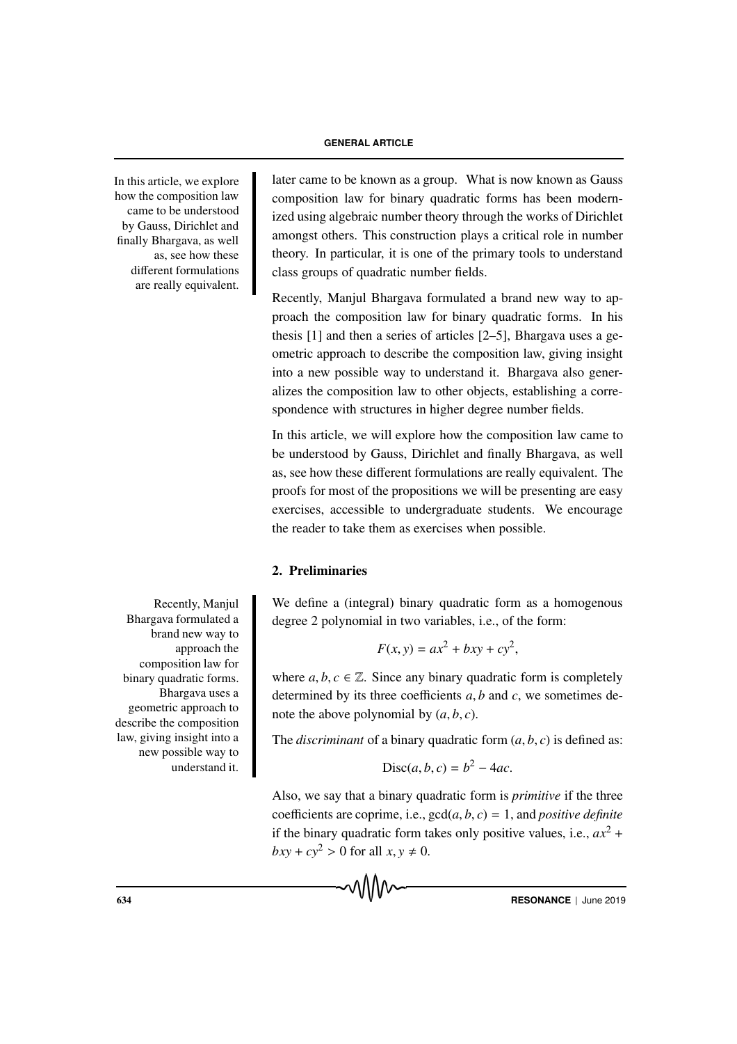In this article, we explore how the composition law came to be understood by Gauss, Dirichlet and finally Bhargava, as well as, see how these different formulations are really equivalent.

later came to be known as a group. What is now known as Gauss composition law for binary quadratic forms has been modernized using algebraic number theory through the works of Dirichlet amongst others. This construction plays a critical role in number theory. In particular, it is one of the primary tools to understand class groups of quadratic number fields.

Recently, Manjul Bhargava formulated a brand new way to approach the composition law for binary quadratic forms. In his thesis [1] and then a series of articles [2–5], Bhargava uses a geometric approach to describe the composition law, giving insight into a new possible way to understand it. Bhargava also generalizes the composition law to other objects, establishing a correspondence with structures in higher degree number fields.

In this article, we will explore how the composition law came to be understood by Gauss, Dirichlet and finally Bhargava, as well as, see how these different formulations are really equivalent. The proofs for most of the propositions we will be presenting are easy exercises, accessible to undergraduate students. We encourage the reader to take them as exercises when possible.

## 2. Preliminaries

Recently, Manjul Bhargava formulated a brand new way to approach the composition law for binary quadratic forms. Bhargava uses a geometric approach to describe the composition law, giving insight into a new possible way to understand it.

We define a (integral) binary quadratic form as a homogenous degree 2 polynomial in two variables, i.e., of the form:

$$F(x, y) = ax^2 + bxy + cy^2,$$

where $a, b, c \in \mathbb{Z}$. Since any binary quadratic form is completely determined by its three coefficients $a, b$ and $c$, we sometimes denote the above polynomial by $(a, b, c)$.

The *discriminant* of a binary quadratic form $(a, b, c)$ is defined as:

$$\text{Disc}(a, b, c) = b^2 - 4ac.$$

Also, we say that a binary quadratic form is *primitive* if the three coefficients are coprime, i.e., $\gcd(a, b, c) = 1$, and *positive definite* if the binary quadratic form takes only positive values, i.e., $ax^2 + bxy + cy^2 > 0$ for all $x, y \neq 0$.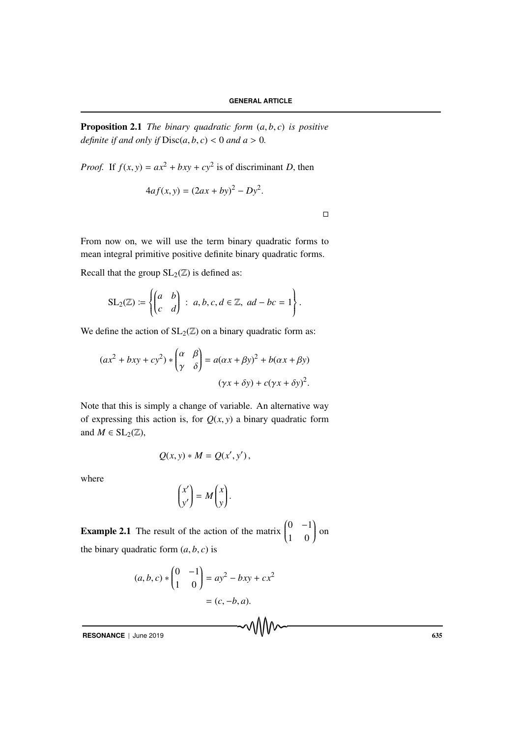**Proposition 2.1** *The binary quadratic form* $(a, b, c)$ *is positive definite if and only if* $\mathrm{Disc}(a, b, c) < 0$ *and* $a > 0$*.*

*Proof.* If $f(x, y) = ax^2 + bxy + cy^2$ is of discriminant $D$, then

$$4af(x, y) = (2ax + by)^2 - Dy^2.$$

□

From now on, we will use the term binary quadratic forms to mean integral primitive positive definite binary quadratic forms.

Recall that the group $\mathrm{SL}_2(\mathbb{Z})$ is defined as:

$$\mathrm{SL}_2(\mathbb{Z}) := \left\{ \begin{pmatrix} a & b \\ c & d \end{pmatrix} \,:\, a, b, c, d \in \mathbb{Z},\ ad - bc = 1 \right\}.$$

We define the action of $\mathrm{SL}_2(\mathbb{Z})$ on a binary quadratic form as:

$$(ax^2 + bxy + cy^2) * \begin{pmatrix} \alpha & \beta \\ \gamma & \delta \end{pmatrix} = a(\alpha x + \beta y)^2 + b(\alpha x + \beta y)(\gamma x + \delta y) + c(\gamma x + \delta y)^2.$$

Note that this is simply a change of variable. An alternative way of expressing this action is, for $Q(x, y)$ a binary quadratic form and $M \in \mathrm{SL}_2(\mathbb{Z})$,

$$Q(x, y) * M = Q(x', y'),$$

where

$$\begin{pmatrix} x' \\ y' \end{pmatrix} = M \begin{pmatrix} x \\ y \end{pmatrix}.$$

**Example 2.1** The result of the action of the matrix $\begin{pmatrix} 0 & -1 \\ 1 & 0 \end{pmatrix}$ on the binary quadratic form $(a, b, c)$ is

$$(a, b, c) * \begin{pmatrix} 0 & -1 \\ 1 & 0 \end{pmatrix} = ay^2 - bxy + cx^2 = (c, -b, a).$$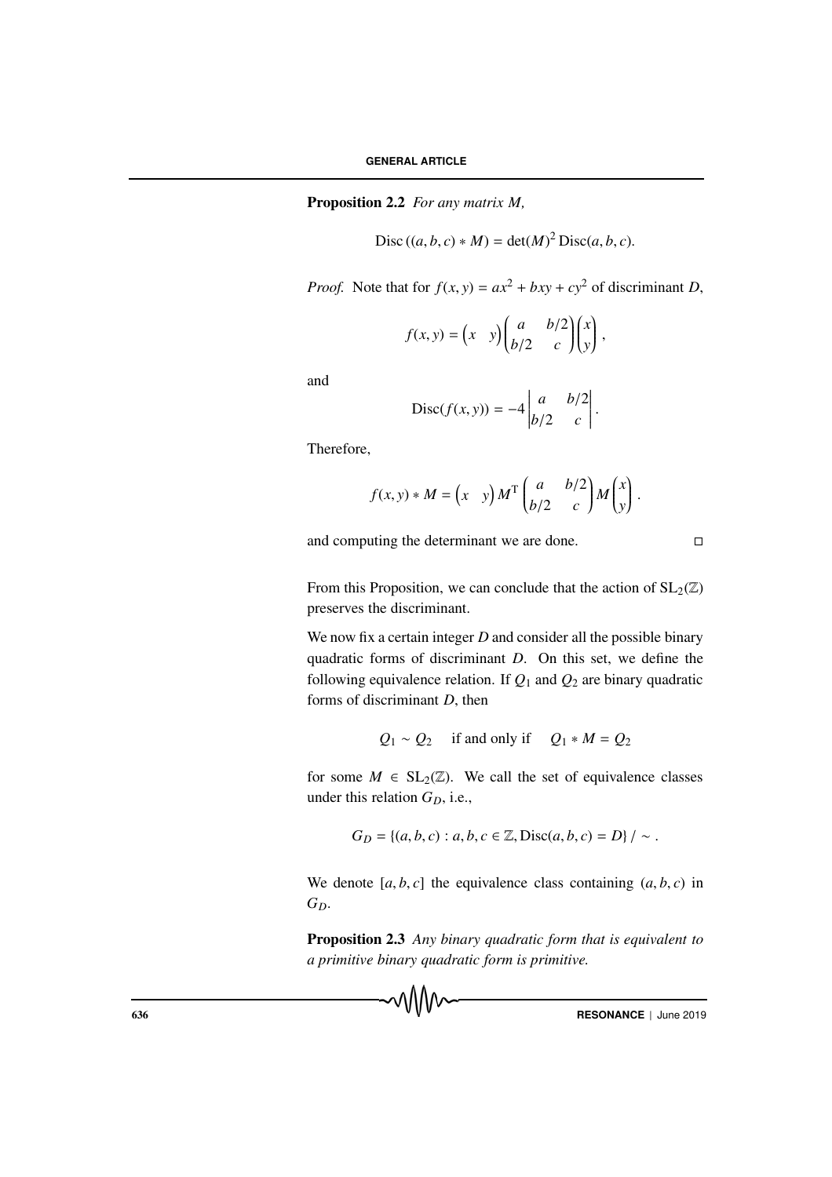**Proposition 2.2** *For any matrix $M$,*

$$\mathrm{Disc}\,((a,b,c) * M) = \det(M)^2\,\mathrm{Disc}(a,b,c).$$

*Proof.* Note that for $f(x,y) = ax^2 + bxy + cy^2$ of discriminant $D$,

$$f(x,y) = \begin{pmatrix} x & y \end{pmatrix} \begin{pmatrix} a & b/2 \\ b/2 & c \end{pmatrix} \begin{pmatrix} x \\ y \end{pmatrix},$$

and

$$\mathrm{Disc}(f(x,y)) = -4 \begin{vmatrix} a & b/2 \\ b/2 & c \end{vmatrix}.$$

Therefore,

$$f(x,y) * M = \begin{pmatrix} x & y \end{pmatrix} M^{\mathrm{T}} \begin{pmatrix} a & b/2 \\ b/2 & c \end{pmatrix} M \begin{pmatrix} x \\ y \end{pmatrix}.$$

and computing the determinant we are done. □

From this Proposition, we can conclude that the action of $\mathrm{SL}_2(\mathbb{Z})$ preserves the discriminant.

We now fix a certain integer $D$ and consider all the possible binary quadratic forms of discriminant $D$. On this set, we define the following equivalence relation. If $Q_1$ and $Q_2$ are binary quadratic forms of discriminant $D$, then

$$Q_1 \sim Q_2 \quad \text{if and only if} \quad Q_1 * M = Q_2$$

for some $M \in \mathrm{SL}_2(\mathbb{Z})$. We call the set of equivalence classes under this relation $G_D$, i.e.,

$$G_D = \{(a,b,c) : a,b,c \in \mathbb{Z}, \mathrm{Disc}(a,b,c) = D\} / \sim.$$

We denote $[a,b,c]$ the equivalence class containing $(a,b,c)$ in $G_D$.

**Proposition 2.3** *Any binary quadratic form that is equivalent to a primitive binary quadratic form is primitive.*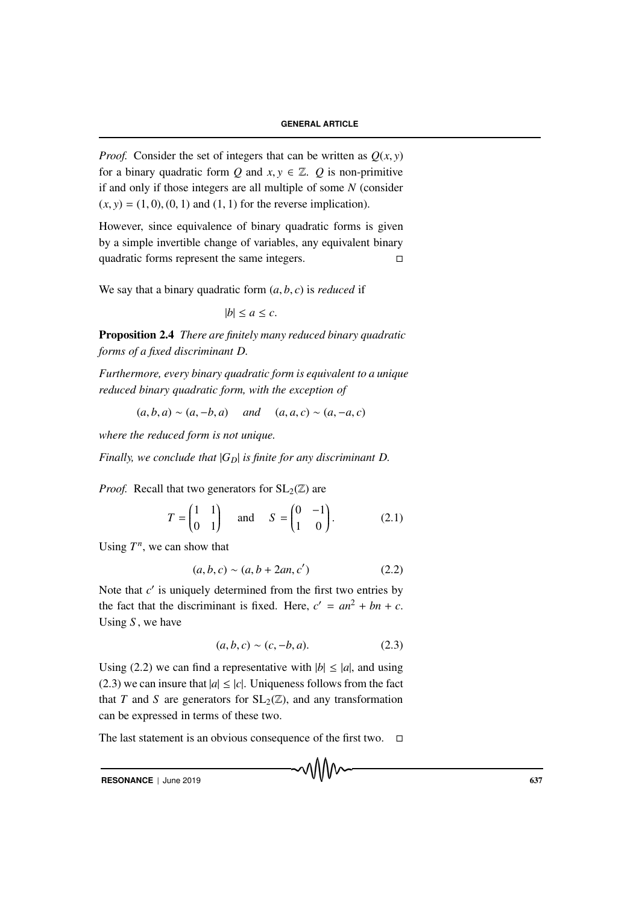*Proof.* Consider the set of integers that can be written as $Q(x, y)$ for a binary quadratic form $Q$ and $x, y \in \mathbb{Z}$. $Q$ is non-primitive if and only if those integers are all multiple of some $N$ (consider $(x, y) = (1, 0), (0, 1)$ and $(1, 1)$ for the reverse implication).

However, since equivalence of binary quadratic forms is given by a simple invertible change of variables, any equivalent binary quadratic forms represent the same integers. □

We say that a binary quadratic form $(a, b, c)$ is *reduced* if

$$|b| \leq a \leq c.$$

**Proposition 2.4** *There are finitely many reduced binary quadratic forms of a fixed discriminant $D$.*

*Furthermore, every binary quadratic form is equivalent to a unique reduced binary quadratic form, with the exception of*

$$(a, b, a) \sim (a, -b, a) \quad \text{and} \quad (a, a, c) \sim (a, -a, c)$$

*where the reduced form is not unique.*

*Finally, we conclude that $|G_D|$ is finite for any discriminant $D$.*

*Proof.* Recall that two generators for $\mathrm{SL}_2(\mathbb{Z})$ are

$$T = \begin{pmatrix} 1 & 1 \\ 0 & 1 \end{pmatrix} \quad \text{and} \quad S = \begin{pmatrix} 0 & -1 \\ 1 & 0 \end{pmatrix}. \tag{2.1}$$

Using $T^n$, we can show that

$$(a, b, c) \sim (a, b + 2an, c') \tag{2.2}$$

Note that $c'$ is uniquely determined from the first two entries by the fact that the discriminant is fixed. Here, $c' = an^2 + bn + c$. Using $S$, we have

$$(a, b, c) \sim (c, -b, a). \tag{2.3}$$

Using (2.2) we can find a representative with $|b| \leq |a|$, and using (2.3) we can insure that $|a| \leq |c|$. Uniqueness follows from the fact that $T$ and $S$ are generators for $\mathrm{SL}_2(\mathbb{Z})$, and any transformation can be expressed in terms of these two.

The last statement is an obvious consequence of the first two. □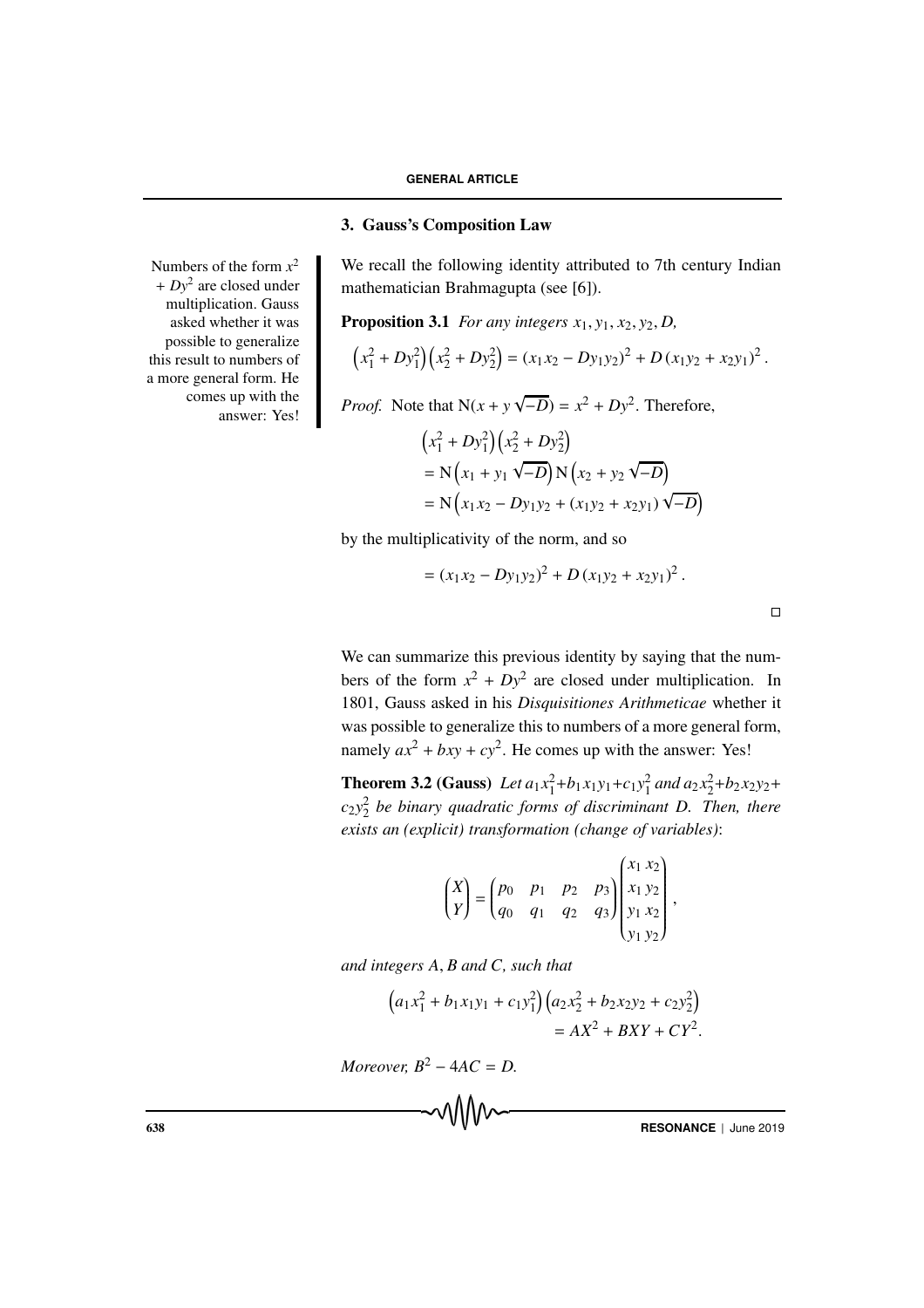## 3. Gauss's Composition Law

Numbers of the form $x^2 + Dy^2$ are closed under multiplication. Gauss asked whether it was possible to generalize this result to numbers of a more general form. He comes up with the answer: Yes!

We recall the following identity attributed to 7th century Indian mathematician Brahmagupta (see [6]).

**Proposition 3.1** *For any integers $x_1, y_1, x_2, y_2, D$,*

$$\left(x_1^2 + Dy_1^2\right)\left(x_2^2 + Dy_2^2\right) = \left(x_1 x_2 - Dy_1 y_2\right)^2 + D\left(x_1 y_2 + x_2 y_1\right)^2.$$

*Proof.* Note that $\mathrm{N}(x + y\sqrt{-D}) = x^2 + Dy^2$. Therefore,

$$\begin{aligned}
&\left(x_1^2 + Dy_1^2\right)\left(x_2^2 + Dy_2^2\right)\\
&= \mathrm{N}\left(x_1 + y_1\sqrt{-D}\right)\mathrm{N}\left(x_2 + y_2\sqrt{-D}\right)\\
&= \mathrm{N}\left(x_1 x_2 - Dy_1 y_2 + (x_1 y_2 + x_2 y_1)\sqrt{-D}\right)
\end{aligned}$$

by the multiplicativity of the norm, and so

$$= \left(x_1 x_2 - Dy_1 y_2\right)^2 + D\left(x_1 y_2 + x_2 y_1\right)^2.$$

□

We can summarize this previous identity by saying that the numbers of the form $x^2 + Dy^2$ are closed under multiplication. In 1801, Gauss asked in his *Disquisitiones Arithmeticae* whether it was possible to generalize this to numbers of a more general form, namely $ax^2 + bxy + cy^2$. He comes up with the answer: Yes!

**Theorem 3.2 (Gauss)** *Let $a_1x_1^2 + b_1x_1y_1 + c_1y_1^2$ and $a_2x_2^2 + b_2x_2y_2 + c_2y_2^2$ be binary quadratic forms of discriminant $D$. Then, there exists an (explicit) transformation (change of variables)*:

$$\begin{pmatrix} X \\ Y \end{pmatrix} = \begin{pmatrix} p_0 & p_1 & p_2 & p_3 \\ q_0 & q_1 & q_2 & q_3 \end{pmatrix} \begin{pmatrix} x_1\, x_2 \\ x_1\, y_2 \\ y_1\, x_2 \\ y_1\, y_2 \end{pmatrix},$$

*and integers $A, B$ and $C$, such that*

$$\begin{aligned}
\left(a_1 x_1^2 + b_1 x_1 y_1 + c_1 y_1^2\right)&\left(a_2 x_2^2 + b_2 x_2 y_2 + c_2 y_2^2\right)\\
&= AX^2 + BXY + CY^2.
\end{aligned}$$

*Moreover, $B^2 - 4AC = D$.*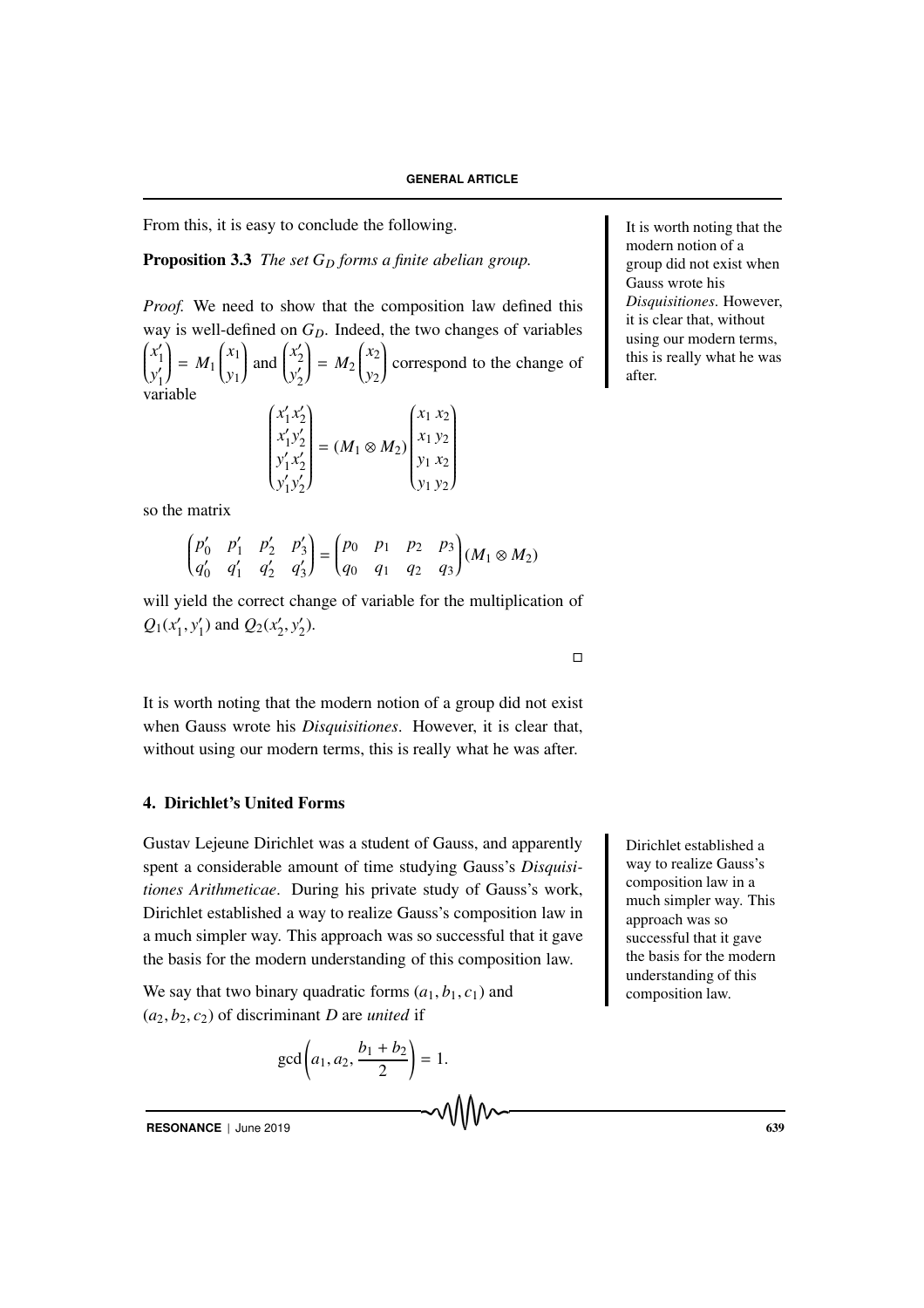From this, it is easy to conclude the following.

**Proposition 3.3** *The set $G_D$ forms a finite abelian group.*

*Proof.* We need to show that the composition law defined this way is well-defined on $G_D$. Indeed, the two changes of variables $\begin{pmatrix} x_1' \\ y_1' \end{pmatrix} = M_1 \begin{pmatrix} x_1 \\ y_1 \end{pmatrix}$ and $\begin{pmatrix} x_2' \\ y_2' \end{pmatrix} = M_2 \begin{pmatrix} x_2 \\ y_2 \end{pmatrix}$ correspond to the change of variable

$$\begin{pmatrix} x_1' x_2' \\ x_1' y_2' \\ y_1' x_2' \\ y_1' y_2' \end{pmatrix} = (M_1 \otimes M_2) \begin{pmatrix} x_1 \, x_2 \\ x_1 \, y_2 \\ y_1 \, x_2 \\ y_1 \, y_2 \end{pmatrix}$$

so the matrix

$$\begin{pmatrix} p_0' & p_1' & p_2' & p_3' \\ q_0' & q_1' & q_2' & q_3' \end{pmatrix} = \begin{pmatrix} p_0 & p_1 & p_2 & p_3 \\ q_0 & q_1 & q_2 & q_3 \end{pmatrix} (M_1 \otimes M_2)$$

will yield the correct change of variable for the multiplication of $Q_1(x_1', y_1')$ and $Q_2(x_2', y_2')$.

□

It is worth noting that the modern notion of a group did not exist when Gauss wrote his *Disquisitiones*. However, it is clear that, without using our modern terms, this is really what he was after.

## 4. Dirichlet's United Forms

Gustav Lejeune Dirichlet was a student of Gauss, and apparently spent a considerable amount of time studying Gauss's *Disquisitiones Arithmeticae*. During his private study of Gauss's work, Dirichlet established a way to realize Gauss's composition law in a much simpler way. This approach was so successful that it gave the basis for the modern understanding of this composition law.

We say that two binary quadratic forms $(a_1, b_1, c_1)$ and $(a_2, b_2, c_2)$ of discriminant $D$ are *united* if

$$\gcd\left(a_1, a_2, \frac{b_1 + b_2}{2}\right) = 1.$$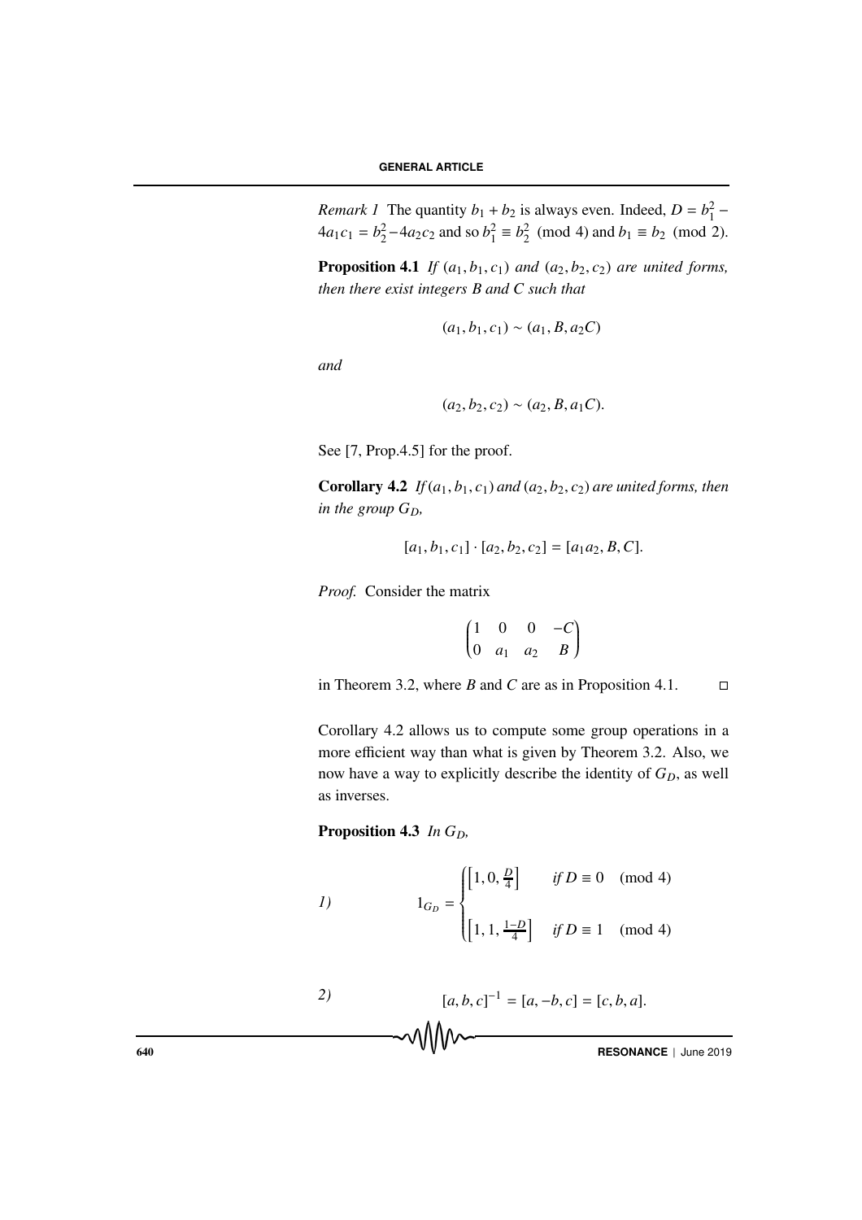*Remark 1* The quantity $b_1 + b_2$ is always even. Indeed, $D = b_1^2 - 4a_1c_1 = b_2^2 - 4a_2c_2$ and so $b_1^2 \equiv b_2^2 \pmod 4$ and $b_1 \equiv b_2 \pmod 2$.

**Proposition 4.1** *If $(a_1, b_1, c_1)$ and $(a_2, b_2, c_2)$ are united forms, then there exist integers $B$ and $C$ such that*

$$(a_1, b_1, c_1) \sim (a_1, B, a_2C)$$

*and*

$$(a_2, b_2, c_2) \sim (a_2, B, a_1C).$$

See [7, Prop.4.5] for the proof.

**Corollary 4.2** *If $(a_1, b_1, c_1)$ and $(a_2, b_2, c_2)$ are united forms, then in the group $G_D$,*

$$[a_1, b_1, c_1] \cdot [a_2, b_2, c_2] = [a_1a_2, B, C].$$

*Proof.* Consider the matrix

$$\begin{pmatrix} 1 & 0 & 0 & -C \\ 0 & a_1 & a_2 & B \end{pmatrix}$$

in Theorem 3.2, where $B$ and $C$ are as in Proposition 4.1. □

Corollary 4.2 allows us to compute some group operations in a more efficient way than what is given by Theorem 3.2. Also, we now have a way to explicitly describe the identity of $G_D$, as well as inverses.

**Proposition 4.3** *In $G_D$,*

*1)*
$$1_{G_D} = \begin{cases} \left[1, 0, \frac{D}{4}\right] & \text{if } D \equiv 0 \pmod 4 \\ \left[1, 1, \frac{1-D}{4}\right] & \text{if } D \equiv 1 \pmod 4 \end{cases}$$

*2)*
$$[a, b, c]^{-1} = [a, -b, c] = [c, b, a].$$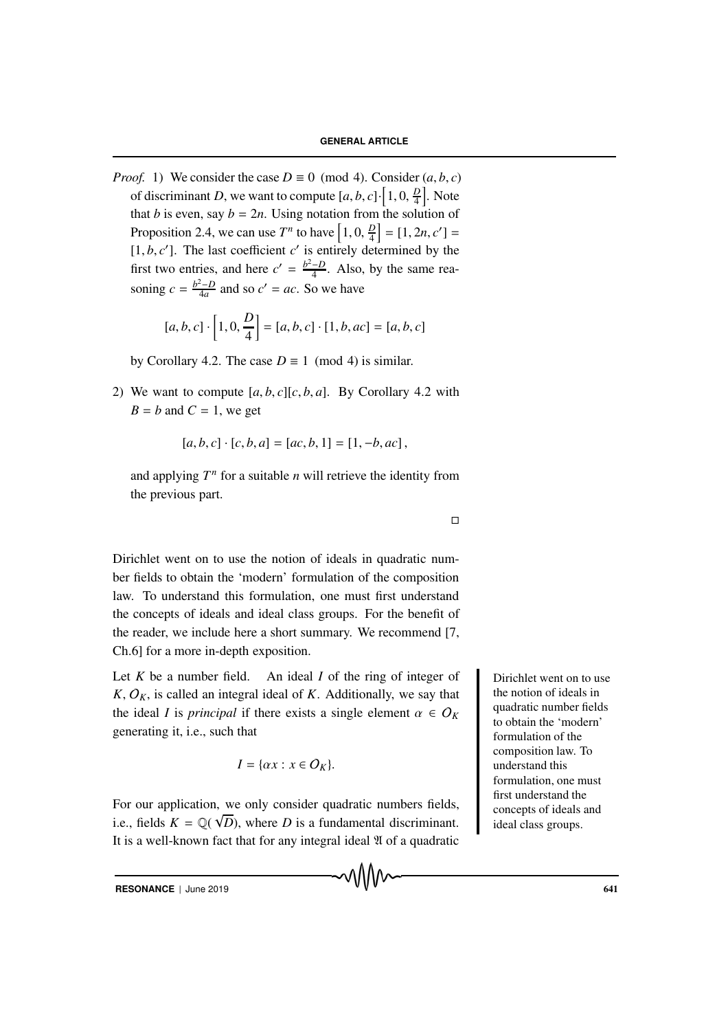*Proof.* 1) We consider the case $D \equiv 0 \pmod 4$. Consider $(a, b, c)$ of discriminant $D$, we want to compute $[a, b, c] \cdot \left[1, 0, \frac{D}{4}\right]$. Note that $b$ is even, say $b = 2n$. Using notation from the solution of Proposition 2.4, we can use $T^n$ to have $\left[1, 0, \frac{D}{4}\right] = [1, 2n, c'] = [1, b, c']$. The last coefficient $c'$ is entirely determined by the first two entries, and here $c' = \frac{b^2-D}{4}$. Also, by the same reasoning $c = \frac{b^2-D}{4a}$ and so $c' = ac$. So we have

$$[a, b, c] \cdot \left[1, 0, \frac{D}{4}\right] = [a, b, c] \cdot [1, b, ac] = [a, b, c]$$

by Corollary 4.2. The case $D \equiv 1 \pmod 4$ is similar.

2) We want to compute $[a, b, c][c, b, a]$. By Corollary 4.2 with $B = b$ and $C = 1$, we get

$$[a, b, c] \cdot [c, b, a] = [ac, b, 1] = [1, -b, ac],$$

and applying $T^n$ for a suitable $n$ will retrieve the identity from the previous part.

□

Dirichlet went on to use the notion of ideals in quadratic number fields to obtain the 'modern' formulation of the composition law. To understand this formulation, one must first understand the concepts of ideals and ideal class groups. For the benefit of the reader, we include here a short summary. We recommend [7, Ch.6] for a more in-depth exposition.

Dirichlet went on to use the notion of ideals in quadratic number fields to obtain the 'modern' formulation of the composition law. To understand this formulation, one must first understand the concepts of ideals and ideal class groups.

Let $K$ be a number field. An ideal $I$ of the ring of integer of $K$, $O_K$, is called an integral ideal of $K$. Additionally, we say that the ideal $I$ is *principal* if there exists a single element $\alpha \in O_K$ generating it, i.e., such that

$$I = \{\alpha x : x \in O_K\}.$$

For our application, we only consider quadratic numbers fields, i.e., fields $K = \mathbb{Q}(\sqrt{D})$, where $D$ is a fundamental discriminant. It is a well-known fact that for any integral ideal $\mathfrak{A}$ of a quadratic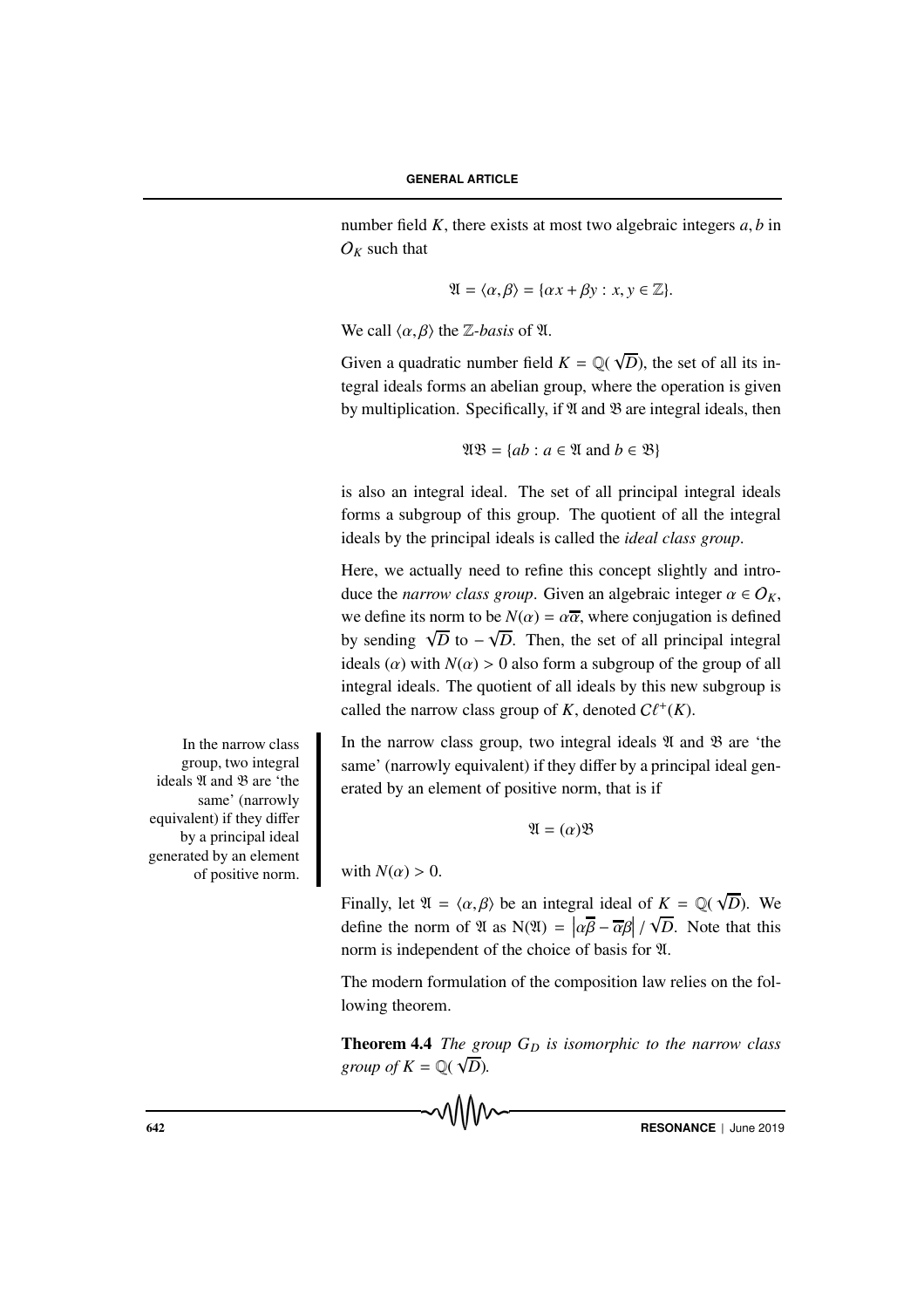number field $K$, there exists at most two algebraic integers $a, b$ in $O_K$ such that

$$\mathfrak{A} = \langle \alpha, \beta \rangle = \{\alpha x + \beta y : x, y \in \mathbb{Z}\}.$$

We call $\langle \alpha, \beta \rangle$ the $\mathbb{Z}$-*basis* of $\mathfrak{A}$.

Given a quadratic number field $K = \mathbb{Q}(\sqrt{D})$, the set of all its integral ideals forms an abelian group, where the operation is given by multiplication. Specifically, if $\mathfrak{A}$ and $\mathfrak{B}$ are integral ideals, then

$$\mathfrak{A}\mathfrak{B} = \{ab : a \in \mathfrak{A} \text{ and } b \in \mathfrak{B}\}$$

is also an integral ideal. The set of all principal integral ideals forms a subgroup of this group. The quotient of all the integral ideals by the principal ideals is called the *ideal class group*.

Here, we actually need to refine this concept slightly and introduce the *narrow class group*. Given an algebraic integer $\alpha \in O_K$, we define its norm to be $N(\alpha) = \alpha\overline{\alpha}$, where conjugation is defined by sending $\sqrt{D}$ to $-\sqrt{D}$. Then, the set of all principal integral ideals $(\alpha)$ with $N(\alpha) > 0$ also form a subgroup of the group of all integral ideals. The quotient of all ideals by this new subgroup is called the narrow class group of $K$, denoted $C\ell^+(K)$.

In the narrow class group, two integral ideals $\mathfrak{A}$ and $\mathfrak{B}$ are 'the same' (narrowly equivalent) if they differ by a principal ideal generated by an element of positive norm, that is if

$$\mathfrak{A} = (\alpha)\mathfrak{B}$$

with $N(\alpha) > 0$.

In the narrow class group, two integral ideals $\mathfrak{A}$ and $\mathfrak{B}$ are 'the same' (narrowly equivalent) if they differ by a principal ideal generated by an element of positive norm.

Finally, let $\mathfrak{A} = \langle \alpha, \beta \rangle$ be an integral ideal of $K = \mathbb{Q}(\sqrt{D})$. We define the norm of $\mathfrak{A}$ as $\mathrm{N}(\mathfrak{A}) = \left|\alpha\overline{\beta} - \overline{\alpha}\beta\right| / \sqrt{D}$. Note that this norm is independent of the choice of basis for $\mathfrak{A}$.

The modern formulation of the composition law relies on the following theorem.

**Theorem 4.4** *The group $G_D$ is isomorphic to the narrow class group of $K = \mathbb{Q}(\sqrt{D})$.*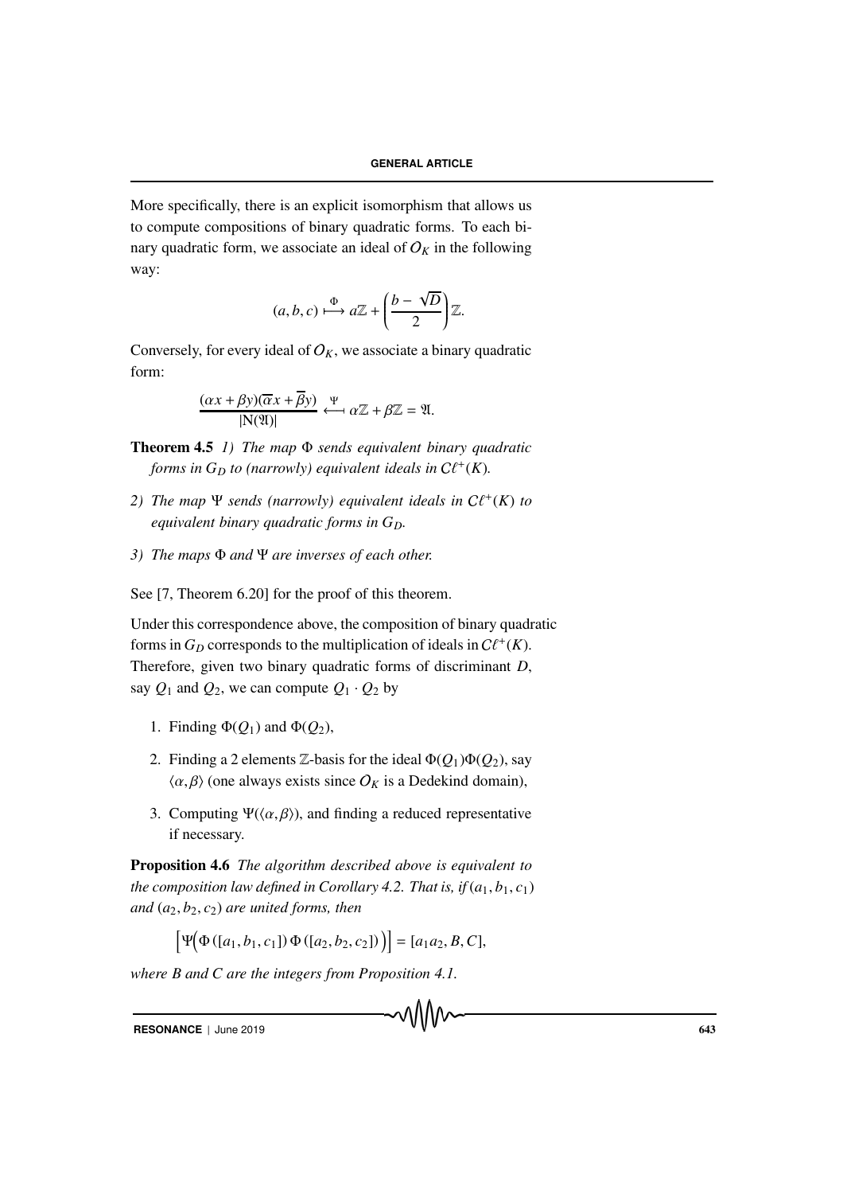More specifically, there is an explicit isomorphism that allows us to compute compositions of binary quadratic forms. To each binary quadratic form, we associate an ideal of $O_K$ in the following way:

$$(a, b, c) \overset{\Phi}{\longmapsto} a\mathbb{Z} + \left(\frac{b - \sqrt{D}}{2}\right)\mathbb{Z}.$$

Conversely, for every ideal of $O_K$, we associate a binary quadratic form:

$$\frac{(\alpha x + \beta y)(\overline{\alpha} x + \overline{\beta} y)}{|\mathrm{N}(\mathfrak{A})|} \overset{\Psi}{\longleftarrow} \alpha\mathbb{Z} + \beta\mathbb{Z} = \mathfrak{A}.$$

**Theorem 4.5** *1) The map $\Phi$ sends equivalent binary quadratic forms in $G_D$ to (narrowly) equivalent ideals in $C\ell^+(K)$.*

*2) The map $\Psi$ sends (narrowly) equivalent ideals in $C\ell^+(K)$ to equivalent binary quadratic forms in $G_D$.*

*3) The maps $\Phi$ and $\Psi$ are inverses of each other.*

See [7, Theorem 6.20] for the proof of this theorem.

Under this correspondence above, the composition of binary quadratic forms in $G_D$ corresponds to the multiplication of ideals in $C\ell^+(K)$. Therefore, given two binary quadratic forms of discriminant $D$, say $Q_1$ and $Q_2$, we can compute $Q_1 \cdot Q_2$ by

1. Finding $\Phi(Q_1)$ and $\Phi(Q_2)$,
2. Finding a 2 elements $\mathbb{Z}$-basis for the ideal $\Phi(Q_1)\Phi(Q_2)$, say $\langle \alpha, \beta \rangle$ (one always exists since $O_K$ is a Dedekind domain),
3. Computing $\Psi(\langle \alpha, \beta \rangle)$, and finding a reduced representative if necessary.

**Proposition 4.6** *The algorithm described above is equivalent to the composition law defined in Corollary 4.2. That is, if $(a_1, b_1, c_1)$ and $(a_2, b_2, c_2)$ are united forms, then*

$$\Big[\Psi\Big(\Phi([a_1, b_1, c_1])\,\Phi([a_2, b_2, c_2])\Big)\Big] = [a_1 a_2, B, C],$$

*where $B$ and $C$ are the integers from Proposition 4.1.*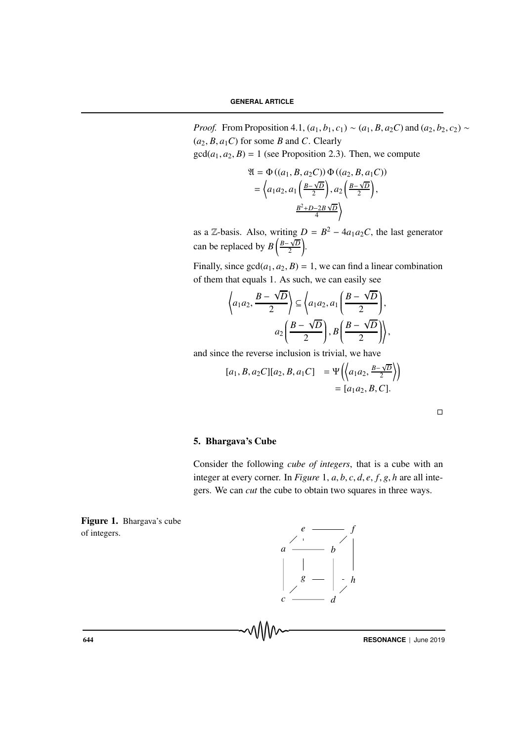*Proof.* From Proposition 4.1, $(a_1, b_1, c_1) \sim (a_1, B, a_2C)$ and $(a_2, b_2, c_2) \sim (a_2, B, a_1C)$ for some $B$ and $C$. Clearly $\gcd(a_1, a_2, B) = 1$ (see Proposition 2.3). Then, we compute

$$\begin{aligned}\mathfrak{A} &= \Phi\left((a_1, B, a_2C)\right) \Phi\left((a_2, B, a_1C)\right) \\ &= \left\langle a_1a_2, a_1\left(\tfrac{B-\sqrt{D}}{2}\right), a_2\left(\tfrac{B-\sqrt{D}}{2}\right), \right. \\ &\qquad \left. \tfrac{B^2+D-2B\sqrt{D}}{4} \right\rangle\end{aligned}$$

as a $\mathbb{Z}$-basis. Also, writing $D = B^2 - 4a_1a_2C$, the last generator can be replaced by $B\left(\frac{B-\sqrt{D}}{2}\right)$.

Finally, since $\gcd(a_1, a_2, B) = 1$, we can find a linear combination of them that equals 1. As such, we can easily see

$$\begin{aligned}\left\langle a_1a_2, \frac{B-\sqrt{D}}{2} \right\rangle \subseteq \left\langle a_1a_2, a_1\left(\frac{B-\sqrt{D}}{2}\right), \right. \\ \left. a_2\left(\frac{B-\sqrt{D}}{2}\right), B\left(\frac{B-\sqrt{D}}{2}\right) \right\rangle,\end{aligned}$$

and since the reverse inclusion is trivial, we have

$$\begin{aligned}[a_1, B, a_2C][a_2, B, a_1C] &= \Psi\left(\left\langle a_1a_2, \tfrac{B-\sqrt{D}}{2} \right\rangle\right) \\ &= [a_1a_2, B, C].\end{aligned}$$

□

## 5. Bhargava's Cube

Consider the following *cube of integers*, that is a cube with an integer at every corner. In *Figure* 1, $a, b, c, d, e, f, g, h$ are all integers. We can *cut* the cube to obtain two squares in three ways.

**Figure 1.** Bhargava's cube of integers.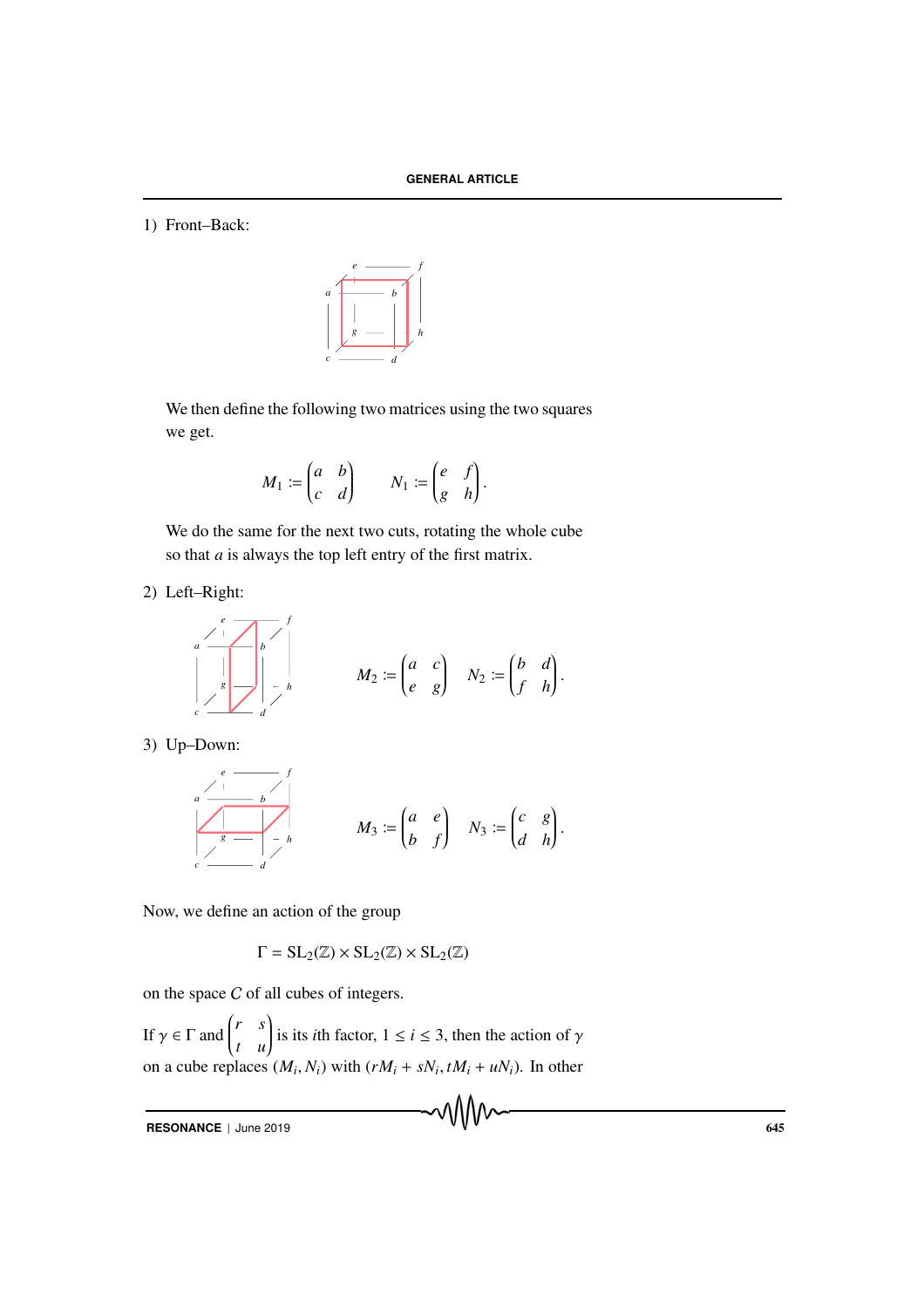1) Front–Back:

We then define the following two matrices using the two squares we get.

$$M_1 := \begin{pmatrix} a & b \\ c & d \end{pmatrix} \qquad N_1 := \begin{pmatrix} e & f \\ g & h \end{pmatrix}.$$

We do the same for the next two cuts, rotating the whole cube so that $a$ is always the top left entry of the first matrix.

2) Left–Right:

$$M_2 := \begin{pmatrix} a & c \\ e & g \end{pmatrix} \quad N_2 := \begin{pmatrix} b & d \\ f & h \end{pmatrix}.$$

3) Up–Down:

$$M_3 := \begin{pmatrix} a & e \\ b & f \end{pmatrix} \quad N_3 := \begin{pmatrix} c & g \\ d & h \end{pmatrix}.$$

Now, we define an action of the group

$$\Gamma = \mathrm{SL}_2(\mathbb{Z}) \times \mathrm{SL}_2(\mathbb{Z}) \times \mathrm{SL}_2(\mathbb{Z})$$

on the space $C$ of all cubes of integers.

If $\gamma \in \Gamma$ and $\begin{pmatrix} r & s \\ t & u \end{pmatrix}$ is its $i$th factor, $1 \leq i \leq 3$, then the action of $\gamma$ on a cube replaces $(M_i, N_i)$ with $(rM_i + sN_i, tM_i + uN_i)$. In other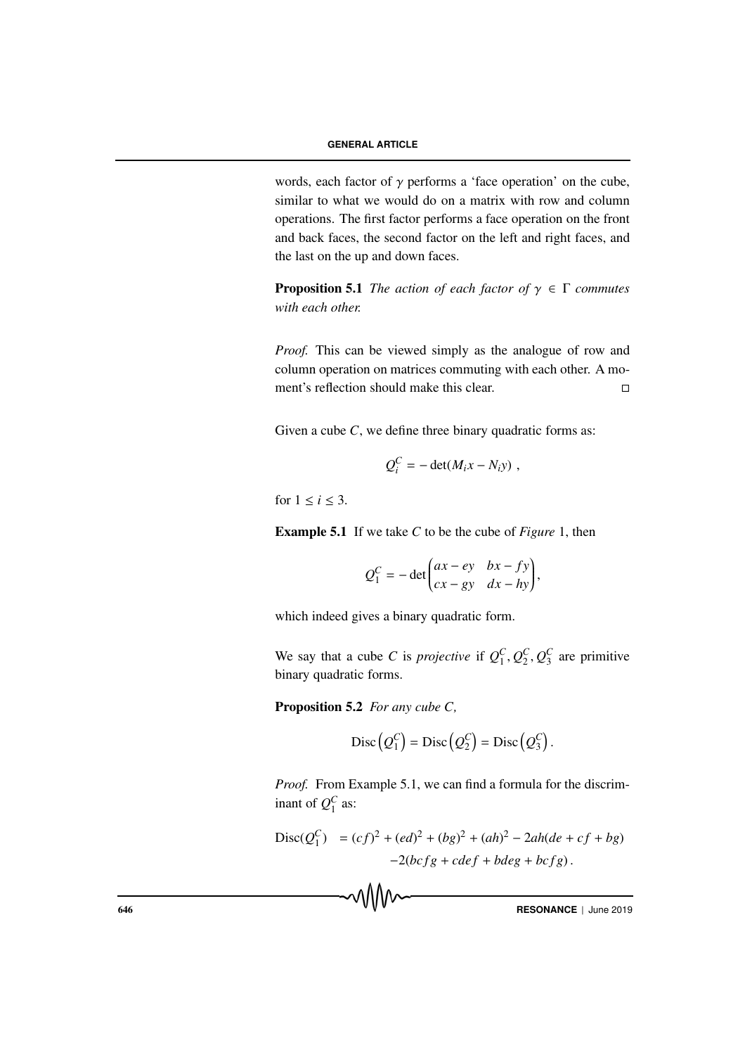words, each factor of $\gamma$ performs a 'face operation' on the cube, similar to what we would do on a matrix with row and column operations. The first factor performs a face operation on the front and back faces, the second factor on the left and right faces, and the last on the up and down faces.

**Proposition 5.1** *The action of each factor of $\gamma \in \Gamma$ commutes with each other.*

*Proof.* This can be viewed simply as the analogue of row and column operation on matrices commuting with each other. A moment's reflection should make this clear. □

Given a cube $C$, we define three binary quadratic forms as:

$$Q_i^C = -\det(M_i x - N_i y) \ ,$$

for $1 \leq i \leq 3$.

**Example 5.1** If we take $C$ to be the cube of *Figure* 1, then

$$Q_1^C = -\det \begin{pmatrix} ax - ey & bx - fy \\ cx - gy & dx - hy \end{pmatrix},$$

which indeed gives a binary quadratic form.

We say that a cube $C$ is *projective* if $Q_1^C, Q_2^C, Q_3^C$ are primitive binary quadratic forms.

**Proposition 5.2** *For any cube C,*

$$\mathrm{Disc}\left(Q_1^C\right) = \mathrm{Disc}\left(Q_2^C\right) = \mathrm{Disc}\left(Q_3^C\right).$$

*Proof.* From Example 5.1, we can find a formula for the discriminant of $Q_1^C$ as:

$$\begin{aligned} \mathrm{Disc}(Q_1^C) \;&= (cf)^2 + (ed)^2 + (bg)^2 + (ah)^2 - 2ah(de + cf + bg) \\ &\quad -2(bcfg + cdef + bdeg + bcfg)\,. \end{aligned}$$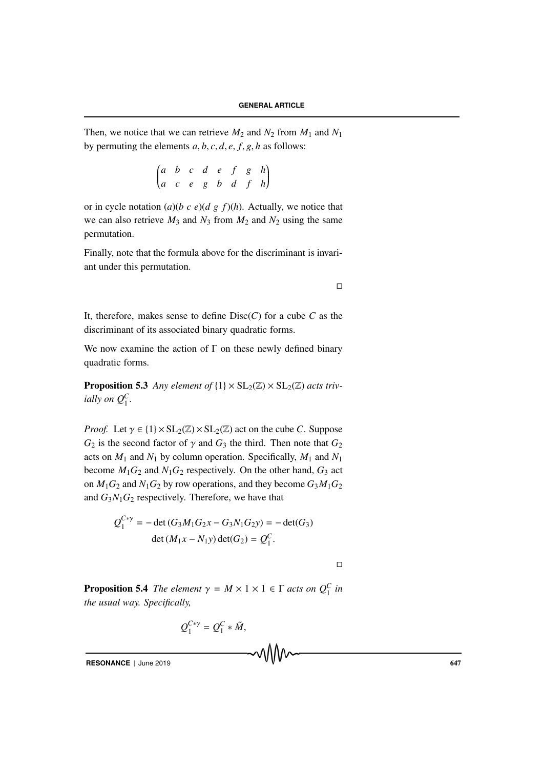Then, we notice that we can retrieve $M_2$ and $N_2$ from $M_1$ and $N_1$ by permuting the elements $a, b, c, d, e, f, g, h$ as follows:

$$\begin{pmatrix} a & b & c & d & e & f & g & h \\ a & c & e & g & b & d & f & h \end{pmatrix}$$

or in cycle notation $(a)(b\ c\ e)(d\ g\ f)(h)$. Actually, we notice that we can also retrieve $M_3$ and $N_3$ from $M_2$ and $N_2$ using the same permutation.

Finally, note that the formula above for the discriminant is invariant under this permutation.

□

It, therefore, makes sense to define $\mathrm{Disc}(C)$ for a cube $C$ as the discriminant of its associated binary quadratic forms.

We now examine the action of $\Gamma$ on these newly defined binary quadratic forms.

**Proposition 5.3** *Any element of* $\{1\} \times \mathrm{SL}_2(\mathbb{Z}) \times \mathrm{SL}_2(\mathbb{Z})$ *acts trivially on* $Q_1^C$.

*Proof.* Let $\gamma \in \{1\} \times \mathrm{SL}_2(\mathbb{Z}) \times \mathrm{SL}_2(\mathbb{Z})$ act on the cube $C$. Suppose $G_2$ is the second factor of $\gamma$ and $G_3$ the third. Then note that $G_2$ acts on $M_1$ and $N_1$ by column operation. Specifically, $M_1$ and $N_1$ become $M_1G_2$ and $N_1G_2$ respectively. On the other hand, $G_3$ act on $M_1G_2$ and $N_1G_2$ by row operations, and they become $G_3M_1G_2$ and $G_3N_1G_2$ respectively. Therefore, we have that

$$Q_1^{C*\gamma} = -\det(G_3M_1G_2x - G_3N_1G_2y) = -\det(G_3) \det(M_1x - N_1y)\det(G_2) = Q_1^C.$$

□

**Proposition 5.4** *The element* $\gamma = M \times 1 \times 1 \in \Gamma$ *acts on* $Q_1^C$ *in the usual way. Specifically,*

$$Q_1^{C*\gamma} = Q_1^C * \tilde{M},$$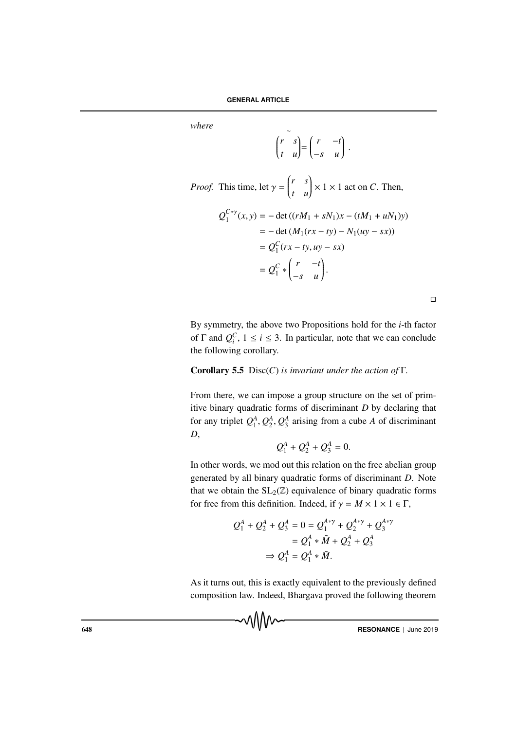*where*

$$\widetilde{\begin{pmatrix} r & s \\ t & u \end{pmatrix}} = \begin{pmatrix} r & -t \\ -s & u \end{pmatrix}.$$

*Proof.* This time, let $\gamma = \begin{pmatrix} r & s \\ t & u \end{pmatrix} \times 1 \times 1$ act on $C$. Then,

$$\begin{aligned} Q_1^{C*\gamma}(x, y) &= -\det\left((rM_1 + sN_1)x - (tM_1 + uN_1)y\right) \\ &= -\det\left(M_1(rx - ty) - N_1(uy - sx)\right) \\ &= Q_1^C(rx - ty, uy - sx) \\ &= Q_1^C * \begin{pmatrix} r & -t \\ -s & u \end{pmatrix}. \end{aligned}$$

□

By symmetry, the above two Propositions hold for the $i$-th factor of $\Gamma$ and $Q_i^C$, $1 \leq i \leq 3$. In particular, note that we can conclude the following corollary.

**Corollary 5.5** Disc$(C)$ *is invariant under the action of* $\Gamma$.

From there, we can impose a group structure on the set of primitive binary quadratic forms of discriminant $D$ by declaring that for any triplet $Q_1^A, Q_2^A, Q_3^A$ arising from a cube $A$ of discriminant $D$,

$$Q_1^A + Q_2^A + Q_3^A = 0.$$

In other words, we mod out this relation on the free abelian group generated by all binary quadratic forms of discriminant $D$. Note that we obtain the $\mathrm{SL}_2(\mathbb{Z})$ equivalence of binary quadratic forms for free from this definition. Indeed, if $\gamma = M \times 1 \times 1 \in \Gamma$,

$$\begin{aligned} Q_1^A + Q_2^A + Q_3^A = 0 &= Q_1^{A*\gamma} + Q_2^{A*\gamma} + Q_3^{A*\gamma} \\ &= Q_1^A * \tilde{M} + Q_2^A + Q_3^A \\ \Rightarrow Q_1^A &= Q_1^A * \tilde{M}. \end{aligned}$$

As it turns out, this is exactly equivalent to the previously defined composition law. Indeed, Bhargava proved the following theorem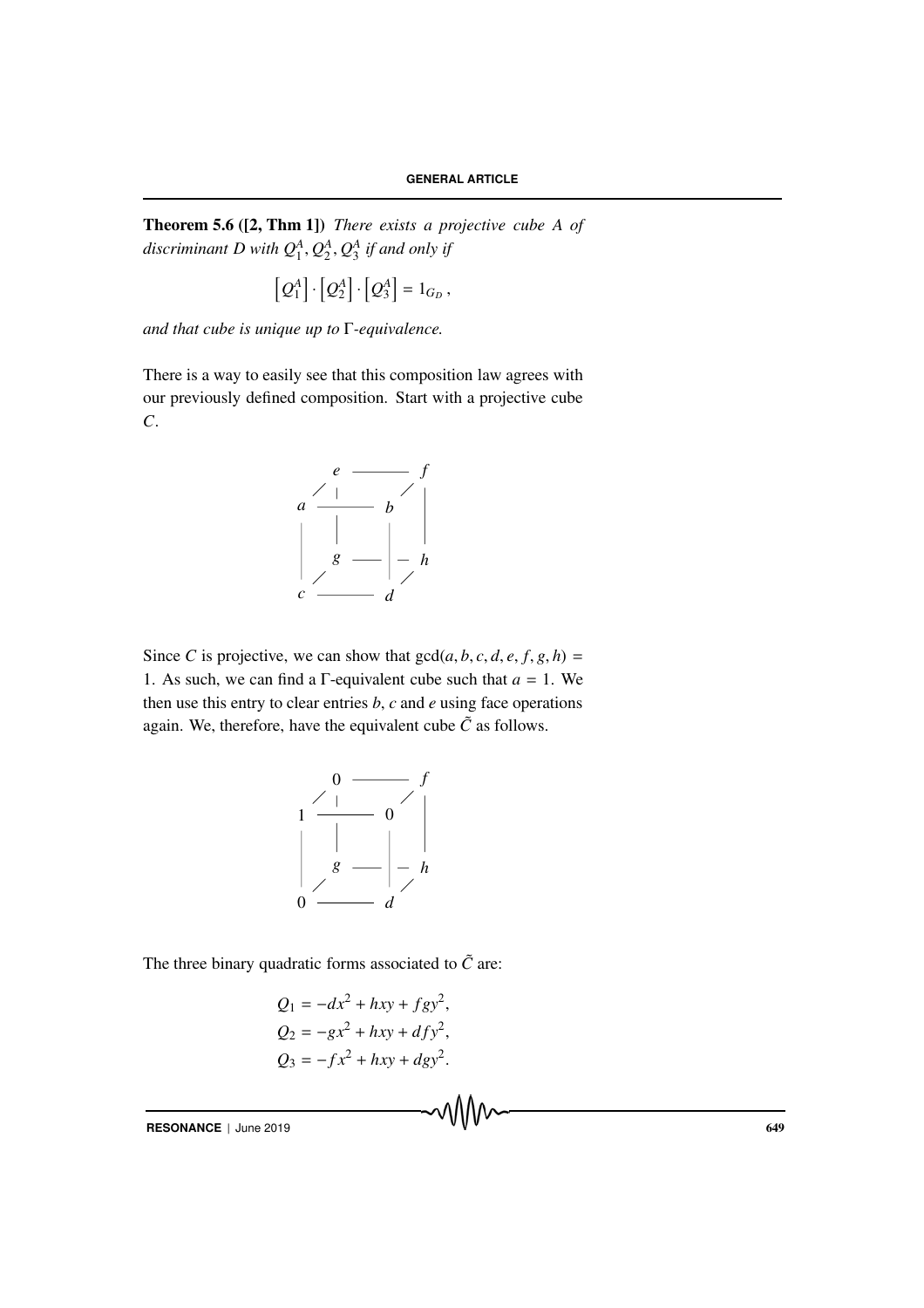**Theorem 5.6 ([2, Thm 1])** *There exists a projective cube $A$ of discriminant $D$ with $Q_1^A, Q_2^A, Q_3^A$ if and only if*

$$\left[Q_1^A\right] \cdot \left[Q_2^A\right] \cdot \left[Q_3^A\right] = 1_{G_D},$$

*and that cube is unique up to $\Gamma$-equivalence.*

There is a way to easily see that this composition law agrees with our previously defined composition. Start with a projective cube $C$.

```
          e ——————— f
        /  |       /|
      a ——————— b   |
      |    |    |   |
      |    g ———|—— h
      |  /      |  /
      c ——————— d
```

Since $C$ is projective, we can show that $\gcd(a, b, c, d, e, f, g, h) = 1$. As such, we can find a $\Gamma$-equivalent cube such that $a = 1$. We then use this entry to clear entries $b$, $c$ and $e$ using face operations again. We, therefore, have the equivalent cube $\tilde{C}$ as follows.

```
          0 ——————— f
        /  |       /|
      1 ——————— 0   |
      |    |    |   |
      |    g ———|—— h
      |  /      |  /
      0 ——————— d
```

The three binary quadratic forms associated to $\tilde{C}$ are:

$$Q_1 = -dx^2 + hxy + fgy^2,$$
$$Q_2 = -gx^2 + hxy + dfy^2,$$
$$Q_3 = -fx^2 + hxy + dgy^2.$$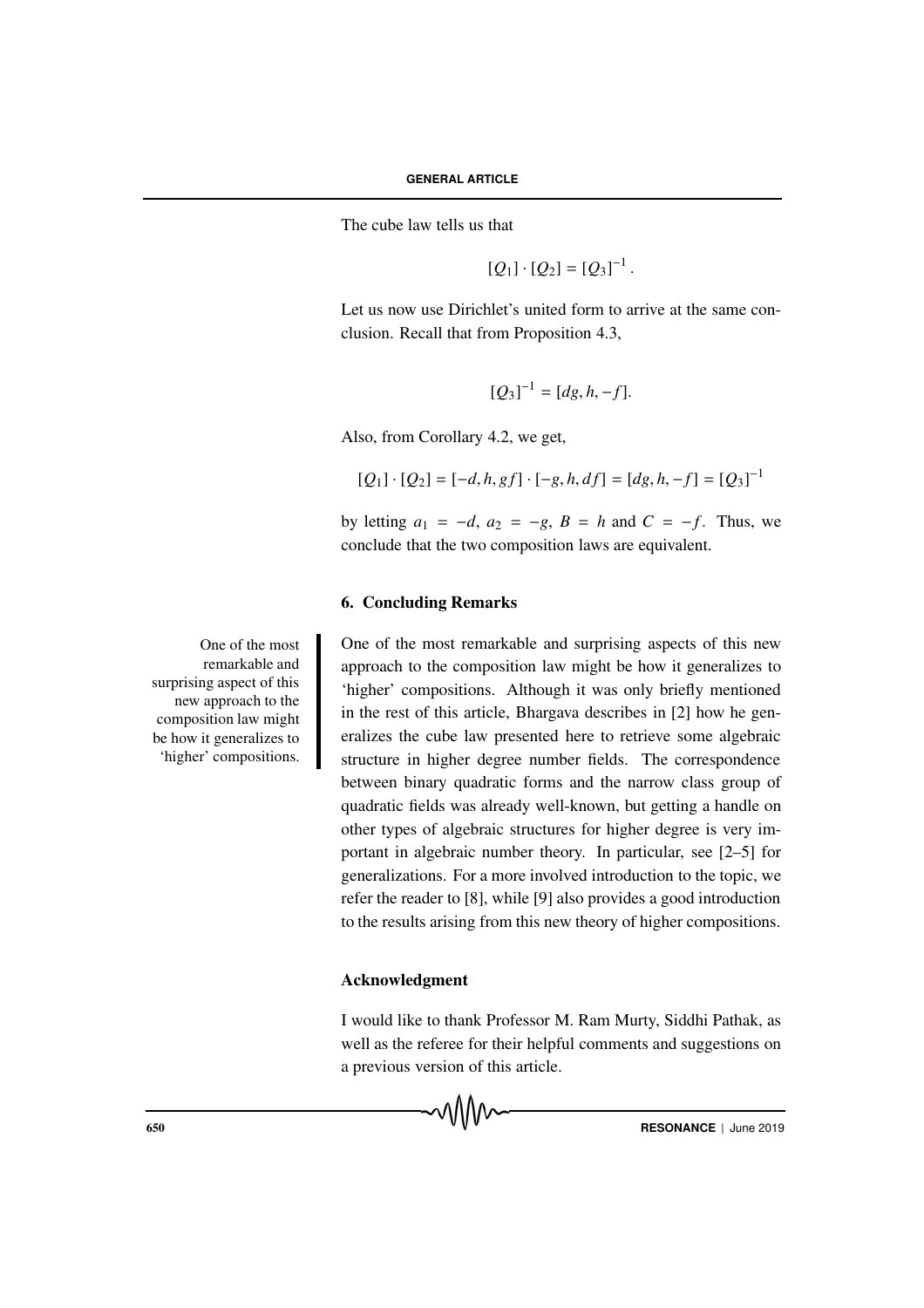The cube law tells us that

$$[Q_1] \cdot [Q_2] = [Q_3]^{-1}.$$

Let us now use Dirichlet's united form to arrive at the same conclusion. Recall that from Proposition 4.3,

$$[Q_3]^{-1} = [dg, h, -f].$$

Also, from Corollary 4.2, we get,

$$[Q_1] \cdot [Q_2] = [-d, h, gf] \cdot [-g, h, df] = [dg, h, -f] = [Q_3]^{-1}$$

by letting $a_1 = -d$, $a_2 = -g$, $B = h$ and $C = -f$. Thus, we conclude that the two composition laws are equivalent.

## 6. Concluding Remarks

One of the most remarkable and surprising aspects of this new approach to the composition law might be how it generalizes to 'higher' compositions. Although it was only briefly mentioned in the rest of this article, Bhargava describes in [2] how he generalizes the cube law presented here to retrieve some algebraic structure in higher degree number fields. The correspondence between binary quadratic forms and the narrow class group of quadratic fields was already well-known, but getting a handle on other types of algebraic structures for higher degree is very important in algebraic number theory. In particular, see [2–5] for generalizations. For a more involved introduction to the topic, we refer the reader to [8], while [9] also provides a good introduction to the results arising from this new theory of higher compositions.

> One of the most remarkable and surprising aspect of this new approach to the composition law might be how it generalizes to 'higher' compositions.

### Acknowledgment

I would like to thank Professor M. Ram Murty, Siddhi Pathak, as well as the referee for their helpful comments and suggestions on a previous version of this article.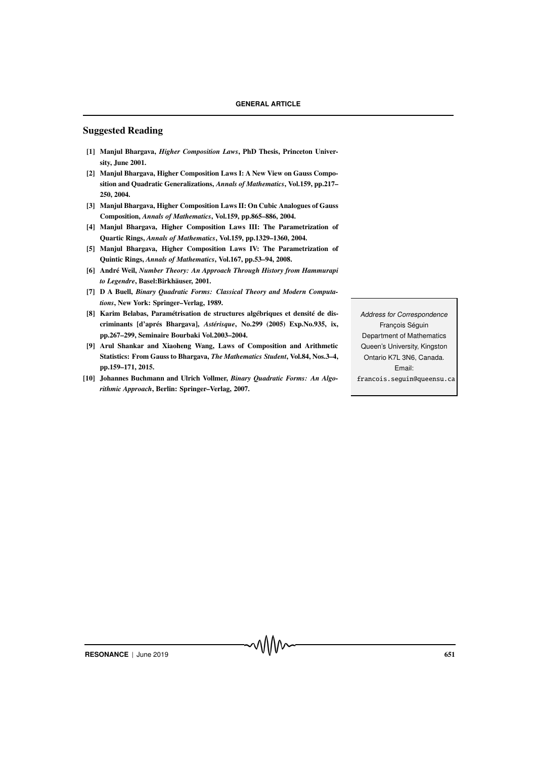## Suggested Reading

[1] **Manjul Bhargava, *Higher Composition Laws*, PhD Thesis, Princeton University, June 2001.**

[2] **Manjul Bhargava, Higher Composition Laws I: A New View on Gauss Composition and Quadratic Generalizations, *Annals of Mathematics*, Vol.159, pp.217–250, 2004.**

[3] **Manjul Bhargava, Higher Composition Laws II: On Cubic Analogues of Gauss Composition, *Annals of Mathematics*, Vol.159, pp.865–886, 2004.**

[4] **Manjul Bhargava, Higher Composition Laws III: The Parametrization of Quartic Rings, *Annals of Mathematics*, Vol.159, pp.1329–1360, 2004.**

[5] **Manjul Bhargava, Higher Composition Laws IV: The Parametrization of Quintic Rings, *Annals of Mathematics*, Vol.167, pp.53–94, 2008.**

[6] **André Weil, *Number Theory: An Approach Through History from Hammurapi to Legendre*, Basel:Birkhäuser, 2001.**

[7] **D A Buell, *Binary Quadratic Forms: Classical Theory and Modern Computations*, New York: Springer–Verlag, 1989.**

[8] **Karim Belabas, Paramétrisation de structures algébriques et densité de discriminants [d'aprés Bhargava], *Astérisque*, No.299 (2005) Exp.No.935, ix, pp.267–299, Seminaire Bourbaki Vol.2003–2004.**

[9] **Arul Shankar and Xiaoheng Wang, Laws of Composition and Arithmetic Statistics: From Gauss to Bhargava, *The Mathematics Student*, Vol.84, Nos.3–4, pp.159–171, 2015.**

[10] **Johannes Buchmann and Ulrich Vollmer, *Binary Quadratic Forms: An Algorithmic Approach*, Berlin: Springer–Verlag, 2007.**

*Address for Correspondence*
François Séguin
Department of Mathematics
Queen's University, Kingston
Ontario K7L 3N6, Canada.
Email:
francois.seguin@queensu.ca